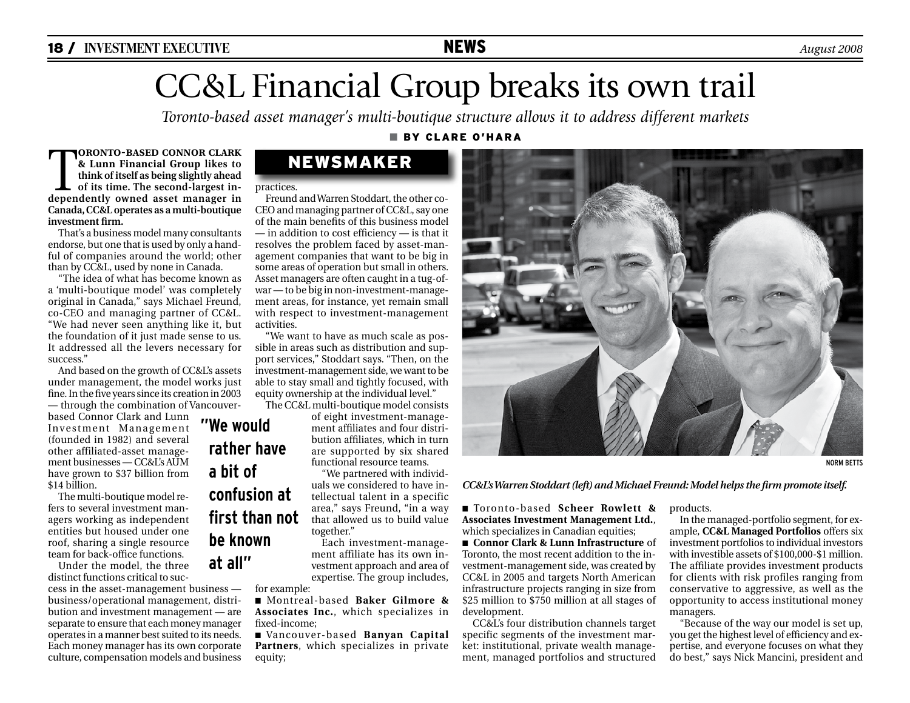# CC&L Financial Group breaks its own trail

*Toronto-based asset manager's multi-boutique structure allows it to address different markets*

■ BY CLARE O'HARA

## NEWSMAKER

**TORONTO-BASED CONNOR CLARK & Lunn Financial Group likes to think of itself as being slightly ahead of its time. The second-largest independently owned asset manager in Canada, CC&L operates as a multi-boutique investment firm.**

That's a business model many consultants endorse, but one that is used by only a handful of companies around the world; other than by CC&L, used by none in Canada.

"The idea of what has become known as a 'multi-boutique model' was completely original in Canada," says Michael Freund, co-CEO and managing partner of CC&L. "We had never seen anything like it, but the foundation of it just made sense to us. It addressed all the levers necessary for success."

And based on the growth of CC&L's assets under management, the model works just fine. In the five years since its creation in 2003 — through the combination of Vancouver-based Connor Clark and Lunn Investment Management (founded in 1982) and several other affiliated-asset management businesses — CC&L's AUM have grown to $37 billion from $14 billion.

The multi-boutique model refers to several investment managers working as independent entities but housed under one roof, sharing a single resource team for back-office functions.

Under the model, the three distinct functions critical to success in the asset-management business — business/operational management, distribution and investment management — are separate to ensure that each money manager operates in a manner best suited to its needs. Each money manager has its own corporate culture, compensation models and business practices.

**"We would rather have a bit of confusion at first than not be known at all"**

Freund and Warren Stoddart, the other co-CEO and managing partner of CC&L, say one of the main benefits of this business model — in addition to cost efficiency — is that it resolves the problem faced by asset-management companies that want to be big in some areas of operation but small in others. Asset managers are often caught in a tug-of-war — to be big in non-investment-management areas, for instance, yet remain small with respect to investment-management activities.

"We want to have as much scale as possible in areas such as distribution and support services," Stoddart says. "Then, on the investment-management side, we want to be able to stay small and tightly focused, with equity ownership at the individual level."

The CC&L multi-boutique model consists of eight investment-management affiliates and four distribution affiliates, which in turn are supported by six shared functional resource teams.

"We partnered with individuals we considered to have intellectual talent in a specific area," says Freund, "in a way that allowed us to build value together."

Each investment-management affiliate has its own investment approach and area of expertise. The group includes, for example:

■ Montreal-based **Baker Gilmore & Associates Inc.**, which specializes in fixed-income;

■ Vancouver-based **Banyan Capital Partners**, which specializes in private equity;

NORM BETTS

*CC&L's Warren Stoddart (left) and Michael Freund: Model helps the firm promote itself.*

■ Toronto-based **Scheer Rowlett & Associates Investment Management Ltd.**, which specializes in Canadian equities;

■ **Connor Clark & Lunn Infrastructure** of Toronto, the most recent addition to the investment-management side, was created by CC&L in 2005 and targets North American infrastructure projects ranging in size from $25 million to $750 million at all stages of development.

CC&L's four distribution channels target specific segments of the investment market: institutional, private wealth management, managed portfolios and structured products.

In the managed-portfolio segment, for example, **CC&L Managed Portfolios** offers six investment portfolios to individual investors with investible assets of $100,000-$1 million. The affiliate provides investment products for clients with risk profiles ranging from conservative to aggressive, as well as the opportunity to access institutional money managers.

"Because of the way our model is set up, you get the highest level of efficiency and expertise, and everyone focuses on what they do best," says Nick Mancini, president and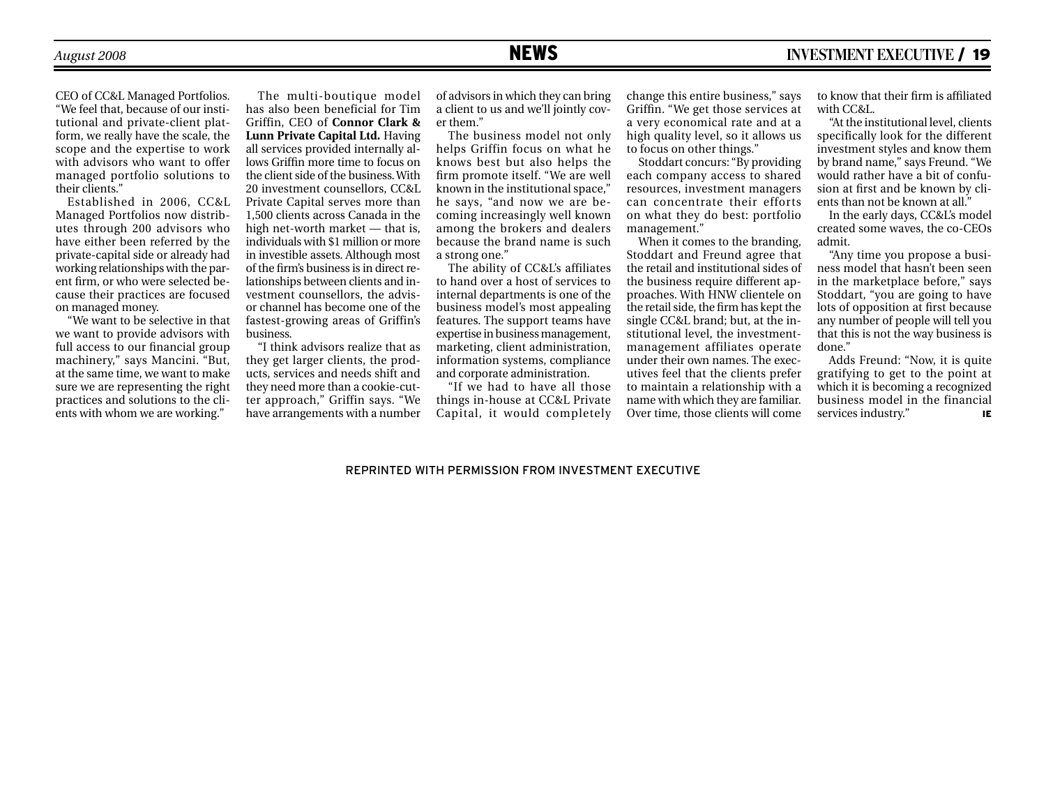CEO of CC&L Managed Portfolios. "We feel that, because of our institutional and private-client platform, we really have the scale, the scope and the expertise to work with advisors who want to offer managed portfolio solutions to their clients."

Established in 2006, CC&L Managed Portfolios now distributes through 200 advisors who have either been referred by the private-capital side or already had working relationships with the parent firm, or who were selected because their practices are focused on managed money.

"We want to be selective in that we want to provide advisors with full access to our financial group machinery," says Mancini. "But, at the same time, we want to make sure we are representing the right practices and solutions to the clients with whom we are working."

The multi-boutique model has also been beneficial for Tim Griffin, CEO of **Connor Clark & Lunn Private Capital Ltd.** Having all services provided internally allows Griffin more time to focus on the client side of the business. With 20 investment counsellors, CC&L Private Capital serves more than 1,500 clients across Canada in the high net-worth market — that is, individuals with $1 million or more in investible assets. Although most of the firm's business is in direct relationships between clients and investment counsellors, the advisor channel has become one of the fastest-growing areas of Griffin's business.

"I think advisors realize that as they get larger clients, the products, services and needs shift and they need more than a cookie-cutter approach," Griffin says. "We have arrangements with a number of advisors in which they can bring a client to us and we'll jointly cover them."

The business model not only helps Griffin focus on what he knows best but also helps the firm promote itself. "We are well known in the institutional space," he says, "and now we are becoming increasingly well known among the brokers and dealers because the brand name is such a strong one."

The ability of CC&L's affiliates to hand over a host of services to internal departments is one of the business model's most appealing features. The support teams have expertise in business management, marketing, client administration, information systems, compliance and corporate administration.

"If we had to have all those things in-house at CC&L Private Capital, it would completely change this entire business," says Griffin. "We get those services at a very economical rate and at a high quality level, so it allows us to focus on other things."

Stoddart concurs: "By providing each company access to shared resources, investment managers can concentrate their efforts on what they do best: portfolio management."

When it comes to the branding, Stoddart and Freund agree that the retail and institutional sides of the business require different approaches. With HNW clientele on the retail side, the firm has kept the single CC&L brand; but, at the institutional level, the investment-management affiliates operate under their own names. The executives feel that the clients prefer to maintain a relationship with a name with which they are familiar. Over time, those clients will come to know that their firm is affiliated with CC&L.

"At the institutional level, clients specifically look for the different investment styles and know them by brand name," says Freund. "We would rather have a bit of confusion at first and be known by clients than not be known at all."

In the early days, CC&L's model created some waves, the co-CEOs admit.

"Any time you propose a business model that hasn't been seen in the marketplace before," says Stoddart, "you are going to have lots of opposition at first because any number of people will tell you that this is not the way business is done."

Adds Freund: "Now, it is quite gratifying to get to the point at which it is becoming a recognized business model in the financial services industry." **IE**

REPRINTED WITH PERMISSION FROM INVESTMENT EXECUTIVE